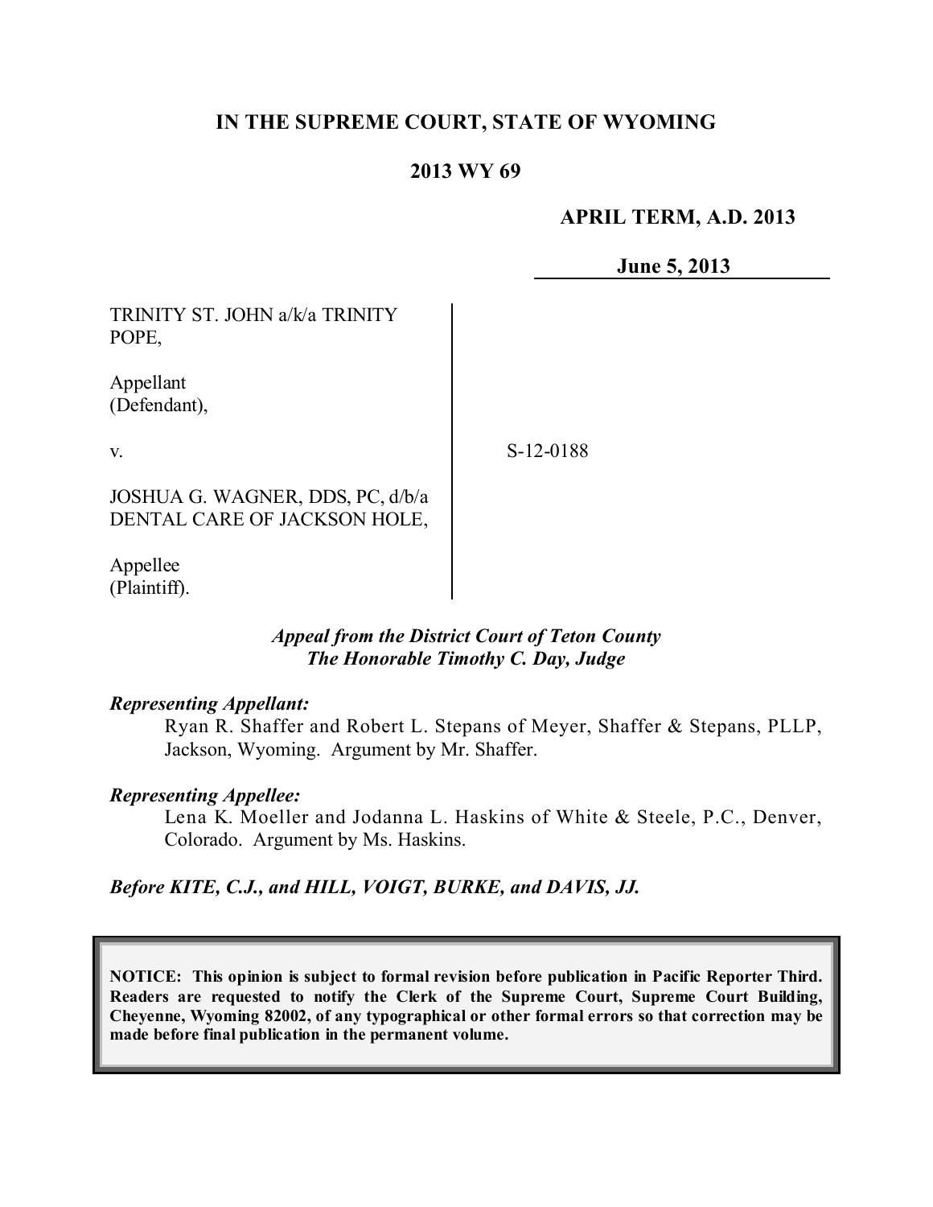# IN THE SUPREME COURT, STATE OF WYOMING

## 2013 WY 69

**APRIL TERM, A.D. 2013**

**June 5, 2013**

| | |
|---|---|
| TRINITY ST. JOHN a/k/a TRINITY POPE,<br><br>Appellant (Defendant),<br><br>v.<br><br>JOSHUA G. WAGNER, DDS, PC, d/b/a DENTAL CARE OF JACKSON HOLE,<br><br>Appellee (Plaintiff). | S-12-0188 |

***Appeal from the District Court of Teton County***
***The Honorable Timothy C. Day, Judge***

***Representing Appellant:***

Ryan R. Shaffer and Robert L. Stepans of Meyer, Shaffer & Stepans, PLLP, Jackson, Wyoming. Argument by Mr. Shaffer.

***Representing Appellee:***

Lena K. Moeller and Jodanna L. Haskins of White & Steele, P.C., Denver, Colorado. Argument by Ms. Haskins.

***Before KITE, C.J., and HILL, VOIGT, BURKE, and DAVIS, JJ.***

**NOTICE: This opinion is subject to formal revision before publication in Pacific Reporter Third. Readers are requested to notify the Clerk of the Supreme Court, Supreme Court Building, Cheyenne, Wyoming 82002, of any typographical or other formal errors so that correction may be made before final publication in the permanent volume.**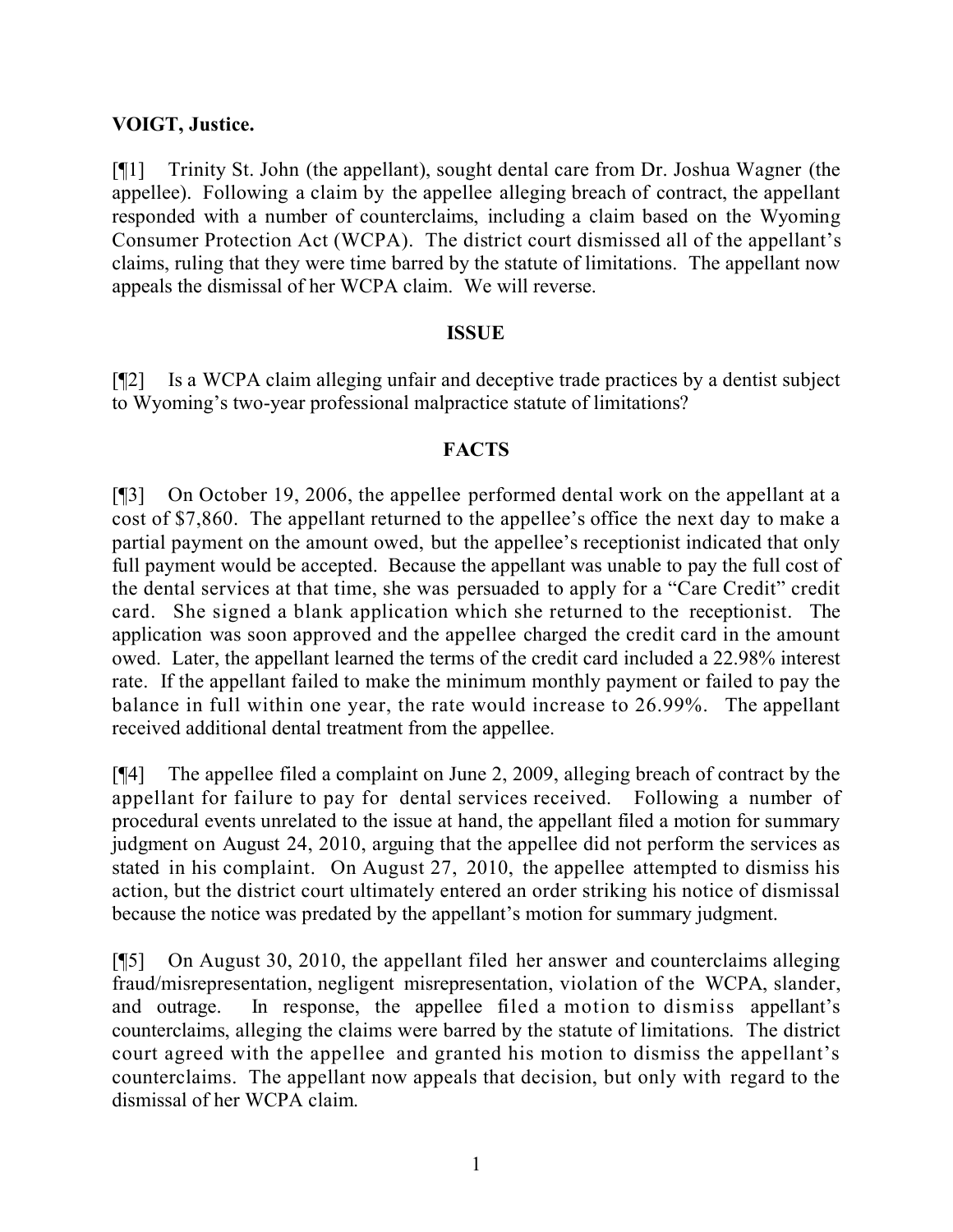**VOIGT, Justice.**

[¶1] Trinity St. John (the appellant), sought dental care from Dr. Joshua Wagner (the appellee). Following a claim by the appellee alleging breach of contract, the appellant responded with a number of counterclaims, including a claim based on the Wyoming Consumer Protection Act (WCPA). The district court dismissed all of the appellant's claims, ruling that they were time barred by the statute of limitations. The appellant now appeals the dismissal of her WCPA claim. We will reverse.

## ISSUE

[¶2] Is a WCPA claim alleging unfair and deceptive trade practices by a dentist subject to Wyoming's two-year professional malpractice statute of limitations?

## FACTS

[¶3] On October 19, 2006, the appellee performed dental work on the appellant at a cost of $7,860. The appellant returned to the appellee's office the next day to make a partial payment on the amount owed, but the appellee's receptionist indicated that only full payment would be accepted. Because the appellant was unable to pay the full cost of the dental services at that time, she was persuaded to apply for a "Care Credit" credit card. She signed a blank application which she returned to the receptionist. The application was soon approved and the appellee charged the credit card in the amount owed. Later, the appellant learned the terms of the credit card included a 22.98% interest rate. If the appellant failed to make the minimum monthly payment or failed to pay the balance in full within one year, the rate would increase to 26.99%. The appellant received additional dental treatment from the appellee.

[¶4] The appellee filed a complaint on June 2, 2009, alleging breach of contract by the appellant for failure to pay for dental services received. Following a number of procedural events unrelated to the issue at hand, the appellant filed a motion for summary judgment on August 24, 2010, arguing that the appellee did not perform the services as stated in his complaint. On August 27, 2010, the appellee attempted to dismiss his action, but the district court ultimately entered an order striking his notice of dismissal because the notice was predated by the appellant's motion for summary judgment.

[¶5] On August 30, 2010, the appellant filed her answer and counterclaims alleging fraud/misrepresentation, negligent misrepresentation, violation of the WCPA, slander, and outrage. In response, the appellee filed a motion to dismiss appellant's counterclaims, alleging the claims were barred by the statute of limitations. The district court agreed with the appellee and granted his motion to dismiss the appellant's counterclaims. The appellant now appeals that decision, but only with regard to the dismissal of her WCPA claim.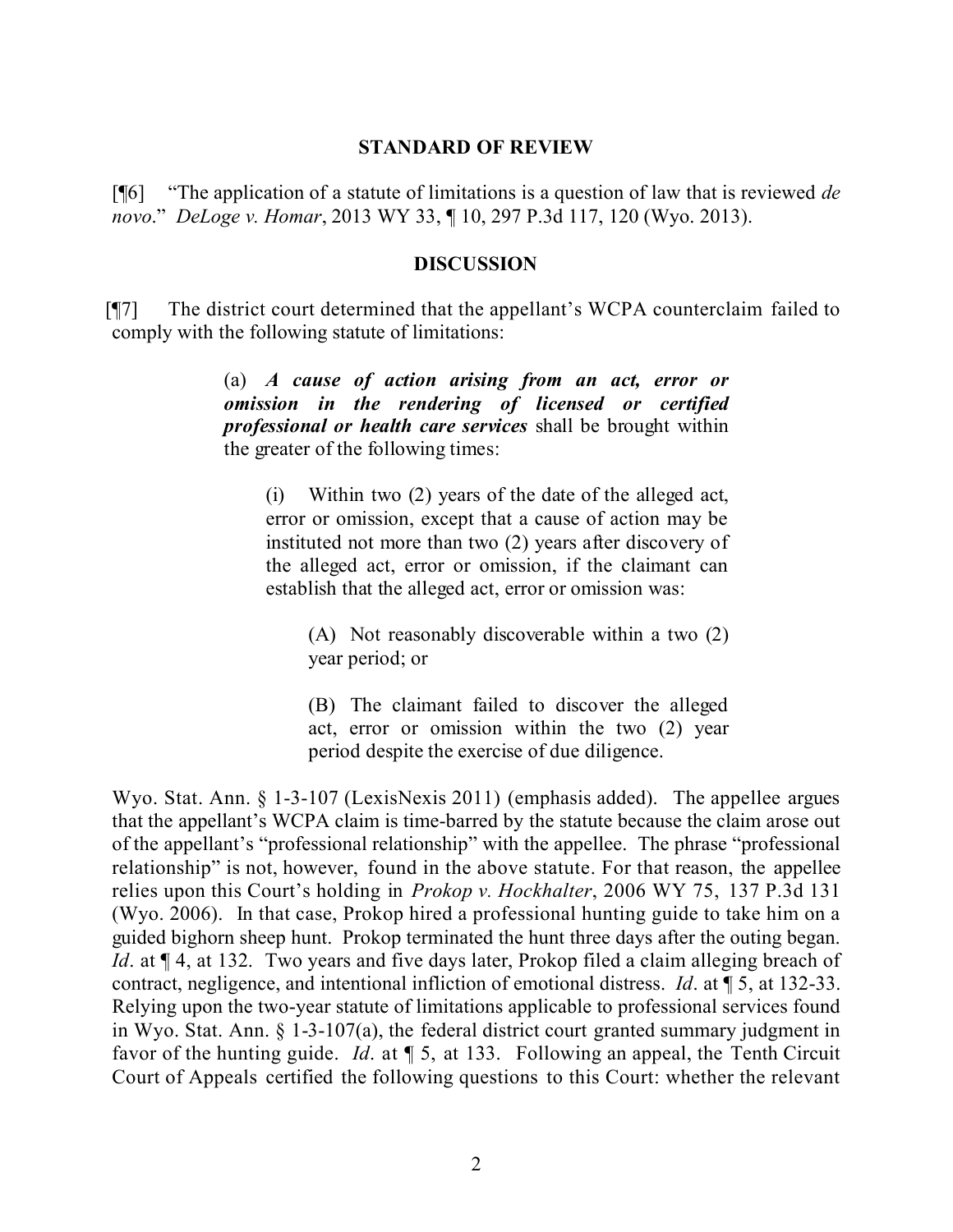## STANDARD OF REVIEW

[¶6] "The application of a statute of limitations is a question of law that is reviewed *de novo*." *DeLoge v. Homar*, 2013 WY 33, ¶ 10, 297 P.3d 117, 120 (Wyo. 2013).

## DISCUSSION

[¶7] The district court determined that the appellant's WCPA counterclaim failed to comply with the following statute of limitations:

> (a) ***A cause of action arising from an act, error or omission in the rendering of licensed or certified professional or health care services*** shall be brought within the greater of the following times:
>
> > (i) Within two (2) years of the date of the alleged act, error or omission, except that a cause of action may be instituted not more than two (2) years after discovery of the alleged act, error or omission, if the claimant can establish that the alleged act, error or omission was:
> >
> > > (A) Not reasonably discoverable within a two (2) year period; or
> > >
> > > (B) The claimant failed to discover the alleged act, error or omission within the two (2) year period despite the exercise of due diligence.

Wyo. Stat. Ann. § 1-3-107 (LexisNexis 2011) (emphasis added). The appellee argues that the appellant's WCPA claim is time-barred by the statute because the claim arose out of the appellant's "professional relationship" with the appellee. The phrase "professional relationship" is not, however, found in the above statute. For that reason, the appellee relies upon this Court's holding in *Prokop v. Hockhalter*, 2006 WY 75, 137 P.3d 131 (Wyo. 2006). In that case, Prokop hired a professional hunting guide to take him on a guided bighorn sheep hunt. Prokop terminated the hunt three days after the outing began. *Id*. at ¶ 4, at 132. Two years and five days later, Prokop filed a claim alleging breach of contract, negligence, and intentional infliction of emotional distress. *Id*. at ¶ 5, at 132-33. Relying upon the two-year statute of limitations applicable to professional services found in Wyo. Stat. Ann. § 1-3-107(a), the federal district court granted summary judgment in favor of the hunting guide. *Id*. at ¶ 5, at 133. Following an appeal, the Tenth Circuit Court of Appeals certified the following questions to this Court: whether the relevant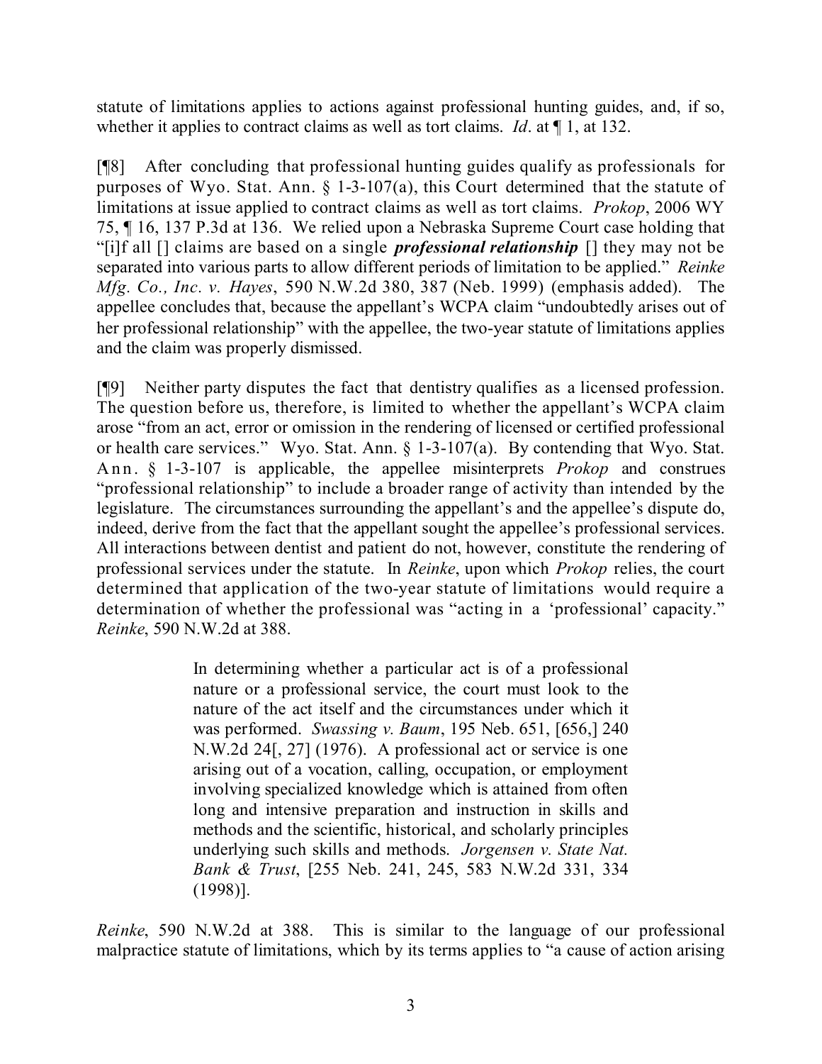statute of limitations applies to actions against professional hunting guides, and, if so, whether it applies to contract claims as well as tort claims. *Id*. at ¶ 1, at 132.

[¶8] After concluding that professional hunting guides qualify as professionals for purposes of Wyo. Stat. Ann. § 1-3-107(a), this Court determined that the statute of limitations at issue applied to contract claims as well as tort claims. *Prokop*, 2006 WY 75, ¶ 16, 137 P.3d at 136. We relied upon a Nebraska Supreme Court case holding that "[i]f all [] claims are based on a single ***professional relationship*** [] they may not be separated into various parts to allow different periods of limitation to be applied." *Reinke Mfg. Co., Inc. v. Hayes*, 590 N.W.2d 380, 387 (Neb. 1999) (emphasis added). The appellee concludes that, because the appellant's WCPA claim "undoubtedly arises out of her professional relationship" with the appellee, the two-year statute of limitations applies and the claim was properly dismissed.

[¶9] Neither party disputes the fact that dentistry qualifies as a licensed profession. The question before us, therefore, is limited to whether the appellant's WCPA claim arose "from an act, error or omission in the rendering of licensed or certified professional or health care services." Wyo. Stat. Ann. § 1-3-107(a). By contending that Wyo. Stat. Ann. § 1-3-107 is applicable, the appellee misinterprets *Prokop* and construes "professional relationship" to include a broader range of activity than intended by the legislature. The circumstances surrounding the appellant's and the appellee's dispute do, indeed, derive from the fact that the appellant sought the appellee's professional services. All interactions between dentist and patient do not, however, constitute the rendering of professional services under the statute. In *Reinke*, upon which *Prokop* relies, the court determined that application of the two-year statute of limitations would require a determination of whether the professional was "acting in a 'professional' capacity." *Reinke*, 590 N.W.2d at 388.

> In determining whether a particular act is of a professional nature or a professional service, the court must look to the nature of the act itself and the circumstances under which it was performed. *Swassing v. Baum*, 195 Neb. 651, [656,] 240 N.W.2d 24[, 27] (1976). A professional act or service is one arising out of a vocation, calling, occupation, or employment involving specialized knowledge which is attained from often long and intensive preparation and instruction in skills and methods and the scientific, historical, and scholarly principles underlying such skills and methods. *Jorgensen v. State Nat. Bank & Trust*, [255 Neb. 241, 245, 583 N.W.2d 331, 334 (1998)].

*Reinke*, 590 N.W.2d at 388. This is similar to the language of our professional malpractice statute of limitations, which by its terms applies to "a cause of action arising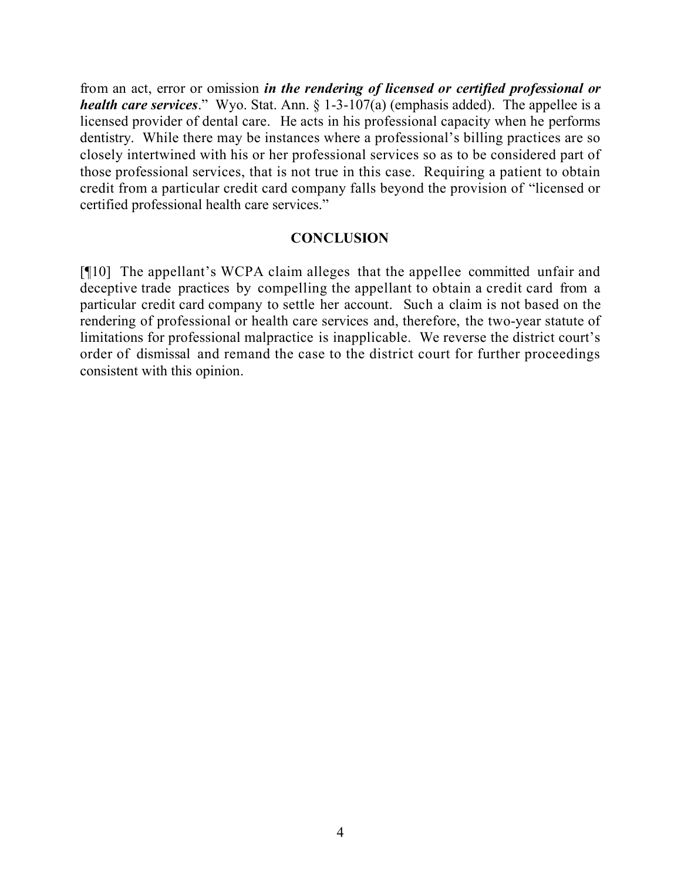from an act, error or omission ***in the rendering of licensed or certified professional or health care services***." Wyo. Stat. Ann. § 1-3-107(a) (emphasis added). The appellee is a licensed provider of dental care. He acts in his professional capacity when he performs dentistry. While there may be instances where a professional's billing practices are so closely intertwined with his or her professional services so as to be considered part of those professional services, that is not true in this case. Requiring a patient to obtain credit from a particular credit card company falls beyond the provision of "licensed or certified professional health care services."

## CONCLUSION

[¶10] The appellant's WCPA claim alleges that the appellee committed unfair and deceptive trade practices by compelling the appellant to obtain a credit card from a particular credit card company to settle her account. Such a claim is not based on the rendering of professional or health care services and, therefore, the two-year statute of limitations for professional malpractice is inapplicable. We reverse the district court's order of dismissal and remand the case to the district court for further proceedings consistent with this opinion.